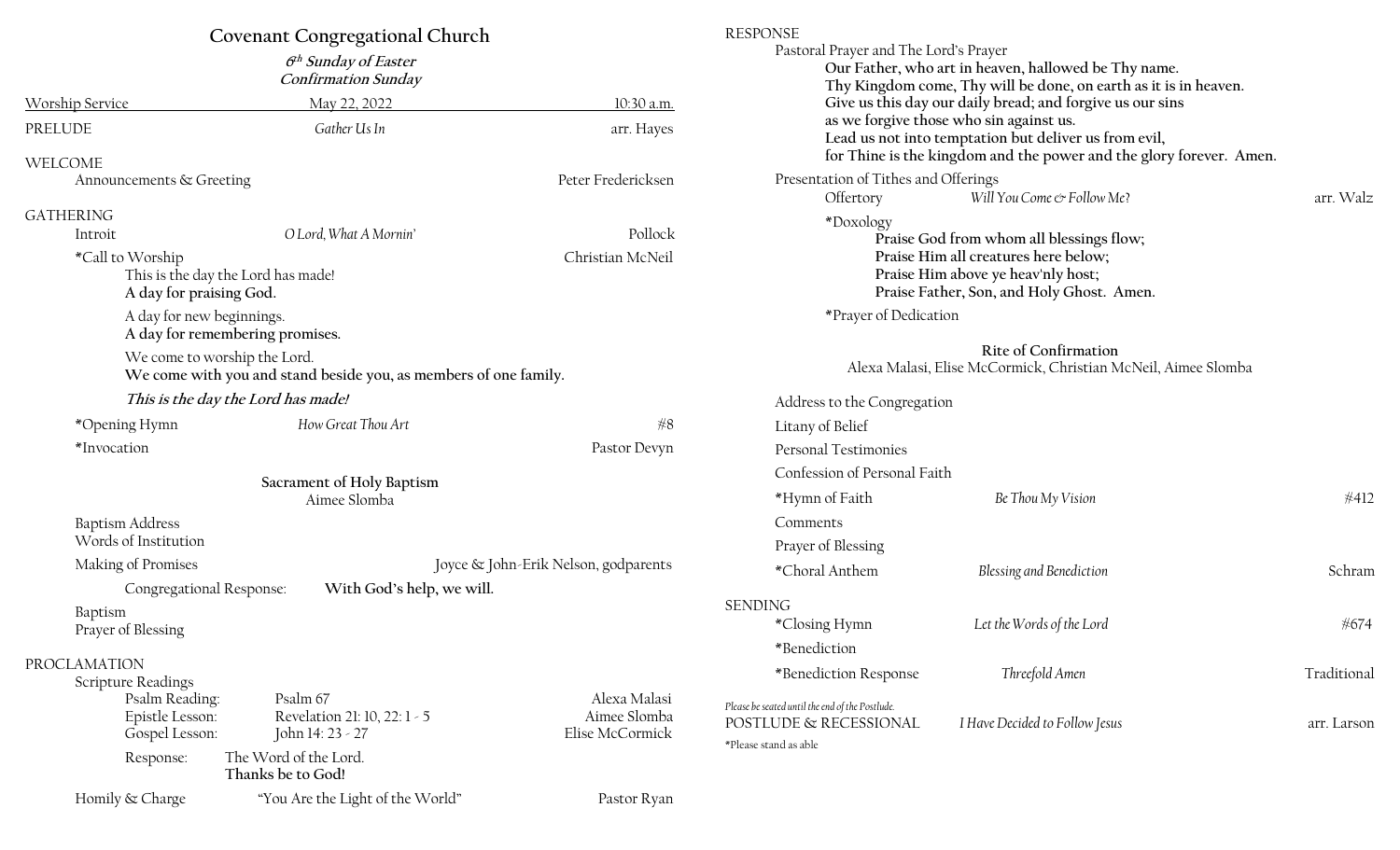# Covenant Congregational Church

***6th Sunday of Easter***
***Confirmation Sunday***

Worship Service — May 22, 2022 — 10:30 a.m.

PRELUDE — *Gather Us In* — arr. Hayes

## WELCOME

Announcements & Greeting — Peter Fredericksen

## GATHERING

Introit — *O Lord, What A Mornin'* — Pollock

*Call to Worship — Christian McNeil

This is the day the Lord has made!
**A day for praising God.**

A day for new beginnings.
**A day for remembering promises.**

We come to worship the Lord.
**We come with you and stand beside you, as members of one family.**

***This is the day the Lord has made!***

*Opening Hymn — *How Great Thou Art* — #8

*Invocation — Pastor Devyn

### Sacrament of Holy Baptism

Aimee Slomba

Baptism Address
Words of Institution

Making of Promises — Joyce & John-Erik Nelson, godparents

Congregational Response: **With God's help, we will.**

Baptism
Prayer of Blessing

## PROCLAMATION

Scripture Readings

| | | |
|---|---|---|
| Psalm Reading: | Psalm 67 | Alexa Malasi |
| Epistle Lesson: | Revelation 21: 10, 22: 1 - 5 | Aimee Slomba |
| Gospel Lesson: | John 14: 23 - 27 | Elise McCormick |

Response: The Word of the Lord.
**Thanks be to God!**

Homily & Charge — "You Are the Light of the World" — Pastor Ryan

## RESPONSE

Pastoral Prayer and The Lord's Prayer

**Our Father, who art in heaven, hallowed be Thy name.**
**Thy Kingdom come, Thy will be done, on earth as it is in heaven.**
**Give us this day our daily bread; and forgive us our sins**
**as we forgive those who sin against us.**
**Lead us not into temptation but deliver us from evil,**
**for Thine is the kingdom and the power and the glory forever. Amen.**

Presentation of Tithes and Offerings

Offertory — *Will You Come & Follow Me?* — arr. Walz

*Doxology

**Praise God from whom all blessings flow;**
**Praise Him all creatures here below;**
**Praise Him above ye heav'nly host;**
**Praise Father, Son, and Holy Ghost. Amen.**

*Prayer of Dedication

### Rite of Confirmation

Alexa Malasi, Elise McCormick, Christian McNeil, Aimee Slomba

Address to the Congregation
Litany of Belief
Personal Testimonies
Confession of Personal Faith

*Hymn of Faith — *Be Thou My Vision* — #412

Comments
Prayer of Blessing

*Choral Anthem — *Blessing and Benediction* — Schram

## SENDING

*Closing Hymn — *Let the Words of the Lord* — #674

*Benediction

*Benediction Response — *Threefold Amen* — Traditional

*Please be seated until the end of the Postlude.*

POSTLUDE & RECESSIONAL — *I Have Decided to Follow Jesus* — arr. Larson

*Please stand as able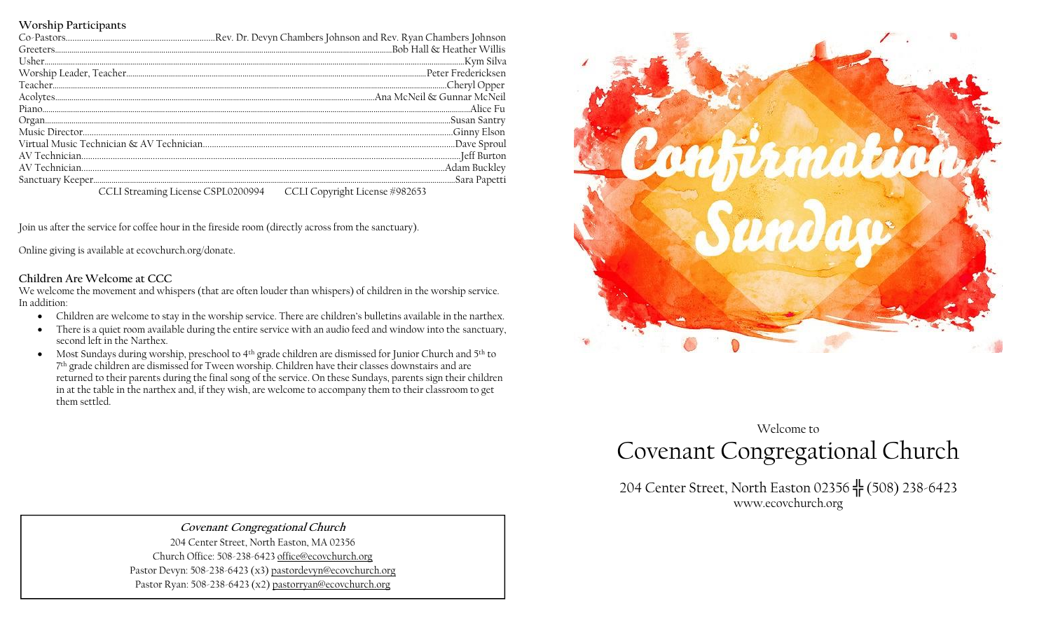## Worship Participants

Co-Pastors....................Rev. Dr. Devyn Chambers Johnson and Rev. Ryan Chambers Johnson
Greeters....................Bob Hall & Heather Willis
Usher....................Kym Silva
Worship Leader, Teacher....................Peter Fredericksen
Teacher....................Cheryl Opper
Acolytes....................Ana McNeil & Gunnar McNeil
Piano....................Alice Fu
Organ....................Susan Santry
Music Director....................Ginny Elson
Virtual Music Technician & AV Technician....................Dave Sproul
AV Technician....................Jeff Burton
AV Technician....................Adam Buckley
Sanctuary Keeper....................Sara Papetti

CCLI Streaming License CSPL0200994 CCLI Copyright License #982653

Join us after the service for coffee hour in the fireside room (directly across from the sanctuary).

Online giving is available at ecovchurch.org/donate.

## Children Are Welcome at CCC

We welcome the movement and whispers (that are often louder than whispers) of children in the worship service. In addition:

- Children are welcome to stay in the worship service. There are children's bulletins available in the narthex.
- There is a quiet room available during the entire service with an audio feed and window into the sanctuary, second left in the Narthex.
- Most Sundays during worship, preschool to 4th grade children are dismissed for Junior Church and 5th to 7th grade children are dismissed for Tween worship. Children have their classes downstairs and are returned to their parents during the final song of the service. On these Sundays, parents sign their children in at the table in the narthex and, if they wish, are welcome to accompany them to their classroom to get them settled.

***Covenant Congregational Church***
204 Center Street, North Easton, MA 02356
Church Office: 508-238-6423 office@ecovchurch.org
Pastor Devyn: 508-238-6423 (x3) pastordevyn@ecovchurch.org
Pastor Ryan: 508-238-6423 (x2) pastorryan@ecovchurch.org

Confirmation Sunday

Welcome to

# Covenant Congregational Church

204 Center Street, North Easton 02356 ╬ (508) 238-6423
www.ecovchurch.org